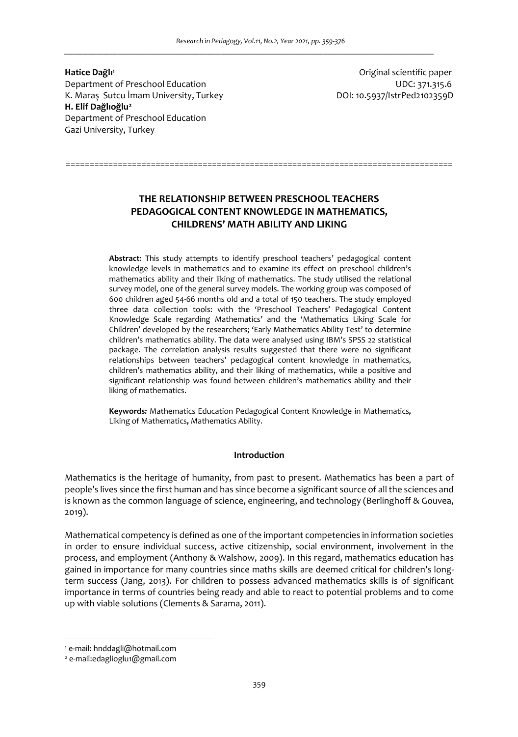**Hatice Dağlı**[1]
Department of Preschool Education
K. Maraş Sutcu İmam University, Turkey
**H. Elif Dağlıoğlu**[2]
Department of Preschool Education
Gazi University, Turkey

Original scientific paper
UDC: 371.315.6
DOI: 10.5937/IstrPed2102359D

# THE RELATIONSHIP BETWEEN PRESCHOOL TEACHERS PEDAGOGICAL CONTENT KNOWLEDGE IN MATHEMATICS, CHILDRENS' MATH ABILITY AND LIKING

**Abstract**: This study attempts to identify preschool teachers' pedagogical content knowledge levels in mathematics and to examine its effect on preschool children's mathematics ability and their liking of mathematics. The study utilised the relational survey model, one of the general survey models. The working group was composed of 600 children aged 54-66 months old and a total of 150 teachers. The study employed three data collection tools: with the 'Preschool Teachers' Pedagogical Content Knowledge Scale regarding Mathematics' and the 'Mathematics Liking Scale for Children' developed by the researchers; 'Early Mathematics Ability Test' to determine children's mathematics ability. The data were analysed using IBM's SPSS 22 statistical package. The correlation analysis results suggested that there were no significant relationships between teachers' pedagogical content knowledge in mathematics, children's mathematics ability, and their liking of mathematics, while a positive and significant relationship was found between children's mathematics ability and their liking of mathematics.

**Keywords:** Mathematics Education Pedagogical Content Knowledge in Mathematics**,** Liking of Mathematics**,** Mathematics Ability.

## Introduction

Mathematics is the heritage of humanity, from past to present. Mathematics has been a part of people's lives since the first human and has since become a significant source of all the sciences and is known as the common language of science, engineering, and technology (Berlinghoff & Gouvea, 2019).

Mathematical competency is defined as one of the important competencies in information societies in order to ensure individual success, active citizenship, social environment, involvement in the process, and employment (Anthony & Walshow, 2009). In this regard, mathematics education has gained in importance for many countries since maths skills are deemed critical for children's long-term success (Jang, 2013). For children to possess advanced mathematics skills is of significant importance in terms of countries being ready and able to react to potential problems and to come up with viable solutions (Clements & Sarama, 2011).

[1] e-mail: hnddagli@hotmail.com
[2] e-mail:edaglioglu1@gmail.com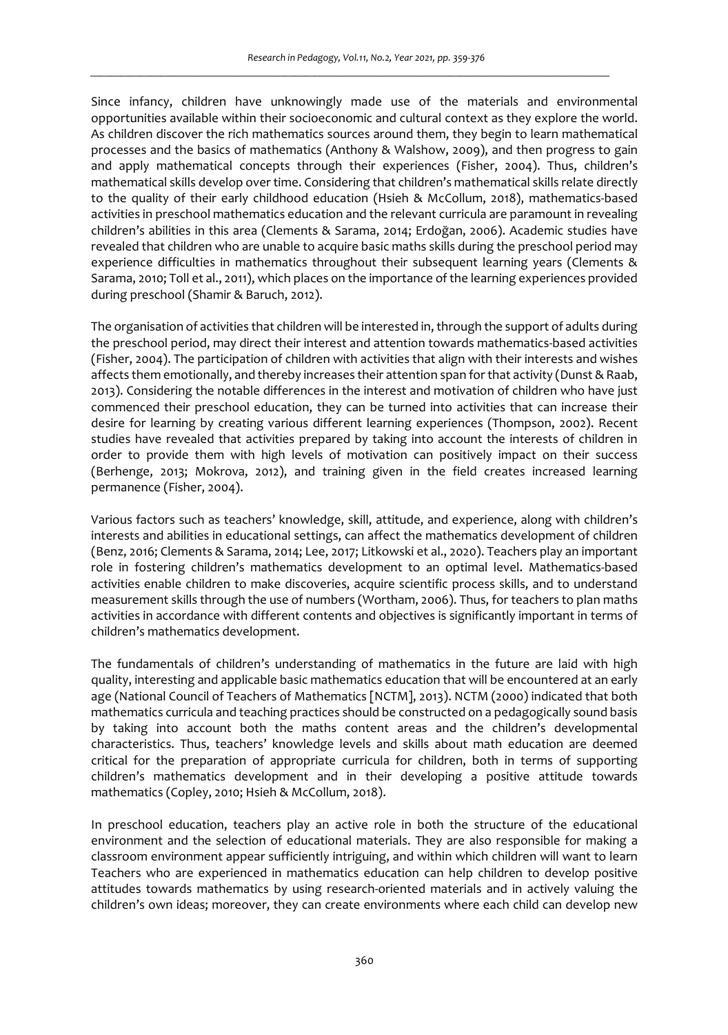Since infancy, children have unknowingly made use of the materials and environmental opportunities available within their socioeconomic and cultural context as they explore the world. As children discover the rich mathematics sources around them, they begin to learn mathematical processes and the basics of mathematics (Anthony & Walshow, 2009), and then progress to gain and apply mathematical concepts through their experiences (Fisher, 2004). Thus, children's mathematical skills develop over time. Considering that children's mathematical skills relate directly to the quality of their early childhood education (Hsieh & McCollum, 2018), mathematics-based activities in preschool mathematics education and the relevant curricula are paramount in revealing children's abilities in this area (Clements & Sarama, 2014; Erdoğan, 2006). Academic studies have revealed that children who are unable to acquire basic maths skills during the preschool period may experience difficulties in mathematics throughout their subsequent learning years (Clements & Sarama, 2010; Toll et al., 2011), which places on the importance of the learning experiences provided during preschool (Shamir & Baruch, 2012).

The organisation of activities that children will be interested in, through the support of adults during the preschool period, may direct their interest and attention towards mathematics-based activities (Fisher, 2004). The participation of children with activities that align with their interests and wishes affects them emotionally, and thereby increases their attention span for that activity (Dunst & Raab, 2013). Considering the notable differences in the interest and motivation of children who have just commenced their preschool education, they can be turned into activities that can increase their desire for learning by creating various different learning experiences (Thompson, 2002). Recent studies have revealed that activities prepared by taking into account the interests of children in order to provide them with high levels of motivation can positively impact on their success (Berhenge, 2013; Mokrova, 2012), and training given in the field creates increased learning permanence (Fisher, 2004).

Various factors such as teachers' knowledge, skill, attitude, and experience, along with children's interests and abilities in educational settings, can affect the mathematics development of children (Benz, 2016; Clements & Sarama, 2014; Lee, 2017; Litkowski et al., 2020). Teachers play an important role in fostering children's mathematics development to an optimal level. Mathematics-based activities enable children to make discoveries, acquire scientific process skills, and to understand measurement skills through the use of numbers (Wortham, 2006). Thus, for teachers to plan maths activities in accordance with different contents and objectives is significantly important in terms of children's mathematics development.

The fundamentals of children's understanding of mathematics in the future are laid with high quality, interesting and applicable basic mathematics education that will be encountered at an early age (National Council of Teachers of Mathematics [NCTM], 2013). NCTM (2000) indicated that both mathematics curricula and teaching practices should be constructed on a pedagogically sound basis by taking into account both the maths content areas and the children's developmental characteristics. Thus, teachers' knowledge levels and skills about math education are deemed critical for the preparation of appropriate curricula for children, both in terms of supporting children's mathematics development and in their developing a positive attitude towards mathematics (Copley, 2010; Hsieh & McCollum, 2018).

In preschool education, teachers play an active role in both the structure of the educational environment and the selection of educational materials. They are also responsible for making a classroom environment appear sufficiently intriguing, and within which children will want to learn Teachers who are experienced in mathematics education can help children to develop positive attitudes towards mathematics by using research-oriented materials and in actively valuing the children's own ideas; moreover, they can create environments where each child can develop new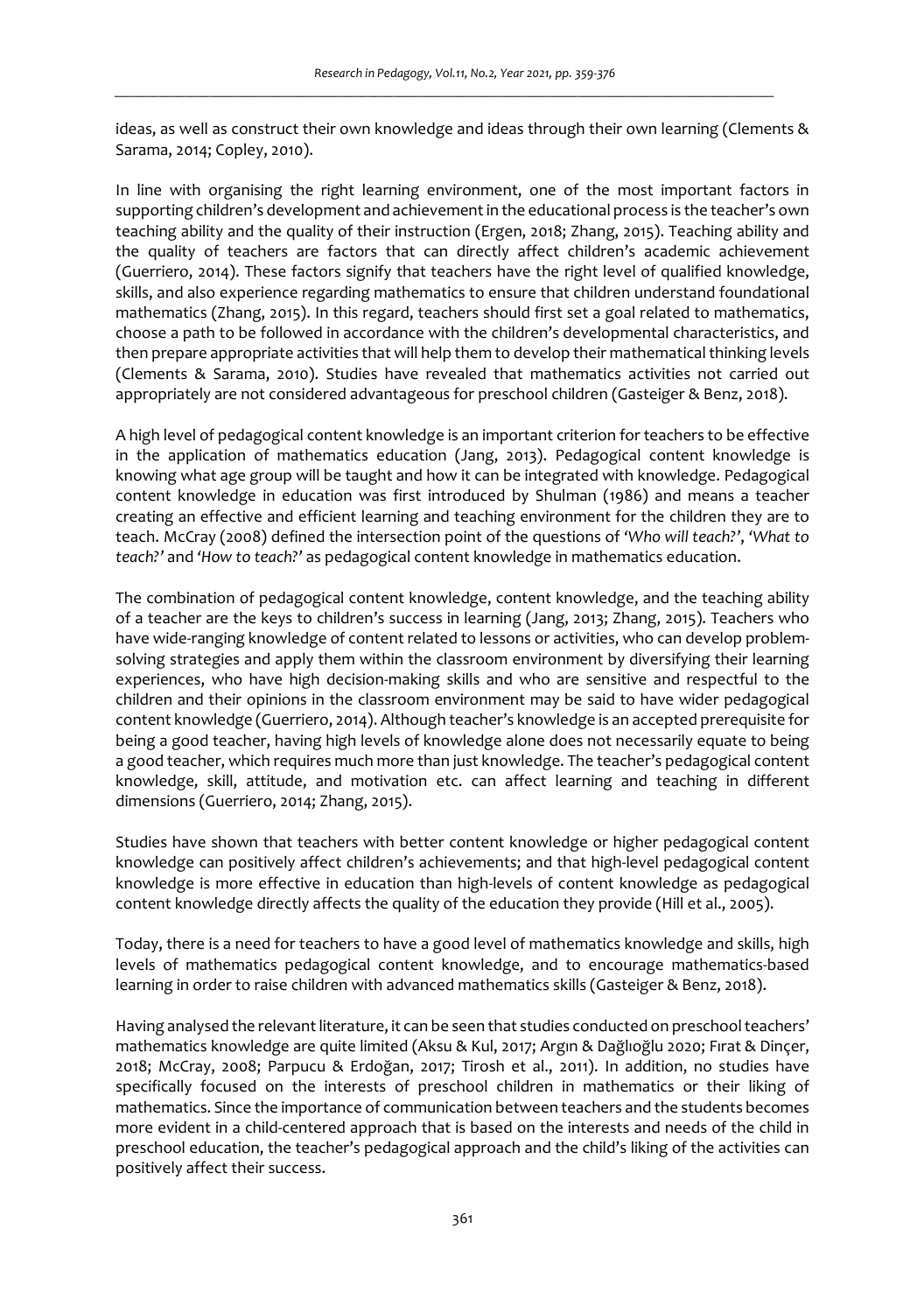ideas, as well as construct their own knowledge and ideas through their own learning (Clements & Sarama, 2014; Copley, 2010).

In line with organising the right learning environment, one of the most important factors in supporting children's development and achievement in the educational process is the teacher's own teaching ability and the quality of their instruction (Ergen, 2018; Zhang, 2015). Teaching ability and the quality of teachers are factors that can directly affect children's academic achievement (Guerriero, 2014). These factors signify that teachers have the right level of qualified knowledge, skills, and also experience regarding mathematics to ensure that children understand foundational mathematics (Zhang, 2015). In this regard, teachers should first set a goal related to mathematics, choose a path to be followed in accordance with the children's developmental characteristics, and then prepare appropriate activities that will help them to develop their mathematical thinking levels (Clements & Sarama, 2010). Studies have revealed that mathematics activities not carried out appropriately are not considered advantageous for preschool children (Gasteiger & Benz, 2018).

A high level of pedagogical content knowledge is an important criterion for teachers to be effective in the application of mathematics education (Jang, 2013). Pedagogical content knowledge is knowing what age group will be taught and how it can be integrated with knowledge. Pedagogical content knowledge in education was first introduced by Shulman (1986) and means a teacher creating an effective and efficient learning and teaching environment for the children they are to teach. McCray (2008) defined the intersection point of the questions of *'Who will teach?'*, *'What to teach?'* and *'How to teach?'* as pedagogical content knowledge in mathematics education.

The combination of pedagogical content knowledge, content knowledge, and the teaching ability of a teacher are the keys to children's success in learning (Jang, 2013; Zhang, 2015). Teachers who have wide-ranging knowledge of content related to lessons or activities, who can develop problem-solving strategies and apply them within the classroom environment by diversifying their learning experiences, who have high decision-making skills and who are sensitive and respectful to the children and their opinions in the classroom environment may be said to have wider pedagogical content knowledge (Guerriero, 2014). Although teacher's knowledge is an accepted prerequisite for being a good teacher, having high levels of knowledge alone does not necessarily equate to being a good teacher, which requires much more than just knowledge. The teacher's pedagogical content knowledge, skill, attitude, and motivation etc. can affect learning and teaching in different dimensions (Guerriero, 2014; Zhang, 2015).

Studies have shown that teachers with better content knowledge or higher pedagogical content knowledge can positively affect children's achievements; and that high-level pedagogical content knowledge is more effective in education than high-levels of content knowledge as pedagogical content knowledge directly affects the quality of the education they provide (Hill et al., 2005).

Today, there is a need for teachers to have a good level of mathematics knowledge and skills, high levels of mathematics pedagogical content knowledge, and to encourage mathematics-based learning in order to raise children with advanced mathematics skills (Gasteiger & Benz, 2018).

Having analysed the relevant literature, it can be seen that studies conducted on preschool teachers' mathematics knowledge are quite limited (Aksu & Kul, 2017; Argın & Dağlıoğlu 2020; Fırat & Dinçer, 2018; McCray, 2008; Parpucu & Erdoğan, 2017; Tirosh et al., 2011). In addition, no studies have specifically focused on the interests of preschool children in mathematics or their liking of mathematics. Since the importance of communication between teachers and the students becomes more evident in a child-centered approach that is based on the interests and needs of the child in preschool education, the teacher's pedagogical approach and the child's liking of the activities can positively affect their success.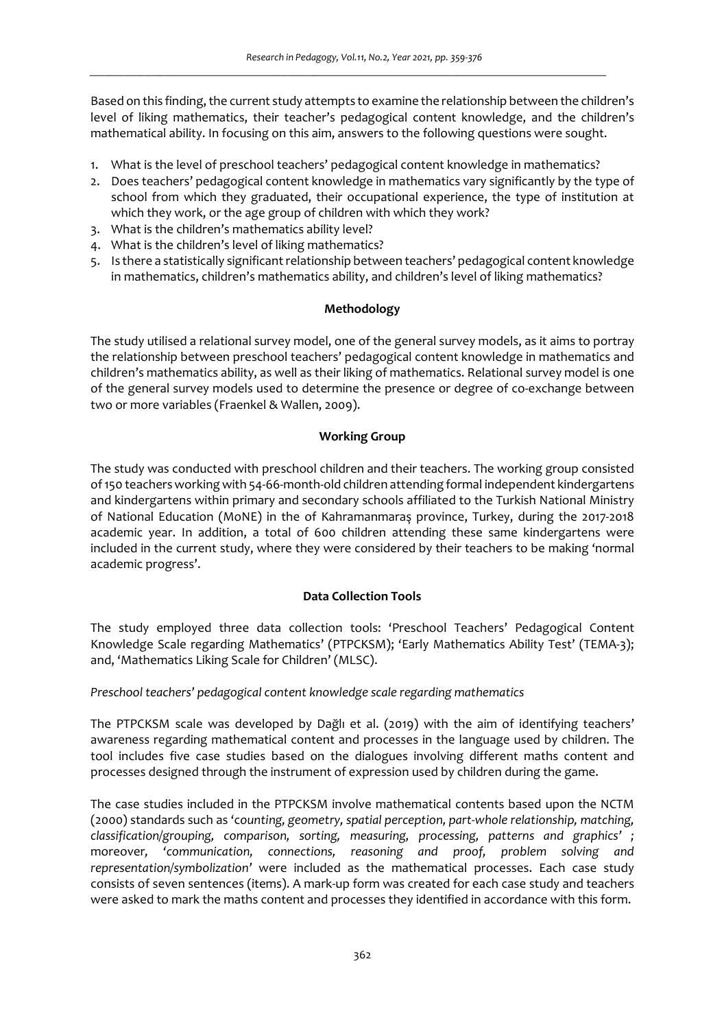Based on this finding, the current study attempts to examine the relationship between the children's level of liking mathematics, their teacher's pedagogical content knowledge, and the children's mathematical ability. In focusing on this aim, answers to the following questions were sought.

1. What is the level of preschool teachers' pedagogical content knowledge in mathematics?
2. Does teachers' pedagogical content knowledge in mathematics vary significantly by the type of school from which they graduated, their occupational experience, the type of institution at which they work, or the age group of children with which they work?
3. What is the children's mathematics ability level?
4. What is the children's level of liking mathematics?
5. Is there a statistically significant relationship between teachers' pedagogical content knowledge in mathematics, children's mathematics ability, and children's level of liking mathematics?

## Methodology

The study utilised a relational survey model, one of the general survey models, as it aims to portray the relationship between preschool teachers' pedagogical content knowledge in mathematics and children's mathematics ability, as well as their liking of mathematics. Relational survey model is one of the general survey models used to determine the presence or degree of co-exchange between two or more variables (Fraenkel & Wallen, 2009).

### Working Group

The study was conducted with preschool children and their teachers. The working group consisted of 150 teachers working with 54-66-month-old children attending formal independent kindergartens and kindergartens within primary and secondary schools affiliated to the Turkish National Ministry of National Education (MoNE) in the of Kahramanmaraş province, Turkey, during the 2017-2018 academic year. In addition, a total of 600 children attending these same kindergartens were included in the current study, where they were considered by their teachers to be making 'normal academic progress'.

### Data Collection Tools

The study employed three data collection tools: 'Preschool Teachers' Pedagogical Content Knowledge Scale regarding Mathematics' (PTPCKSM); 'Early Mathematics Ability Test' (TEMA-3); and, 'Mathematics Liking Scale for Children' (MLSC).

*Preschool teachers' pedagogical content knowledge scale regarding mathematics*

The PTPCKSM scale was developed by Dağlı et al. (2019) with the aim of identifying teachers' awareness regarding mathematical content and processes in the language used by children. The tool includes five case studies based on the dialogues involving different maths content and processes designed through the instrument of expression used by children during the game.

The case studies included in the PTPCKSM involve mathematical contents based upon the NCTM (2000) standards such as '*counting, geometry, spatial perception, part-whole relationship, matching, classification/grouping, comparison, sorting, measuring, processing, patterns and graphics*' ; moreover, '*communication, connections, reasoning and proof, problem solving and representation/symbolization*' were included as the mathematical processes. Each case study consists of seven sentences (items). A mark-up form was created for each case study and teachers were asked to mark the maths content and processes they identified in accordance with this form.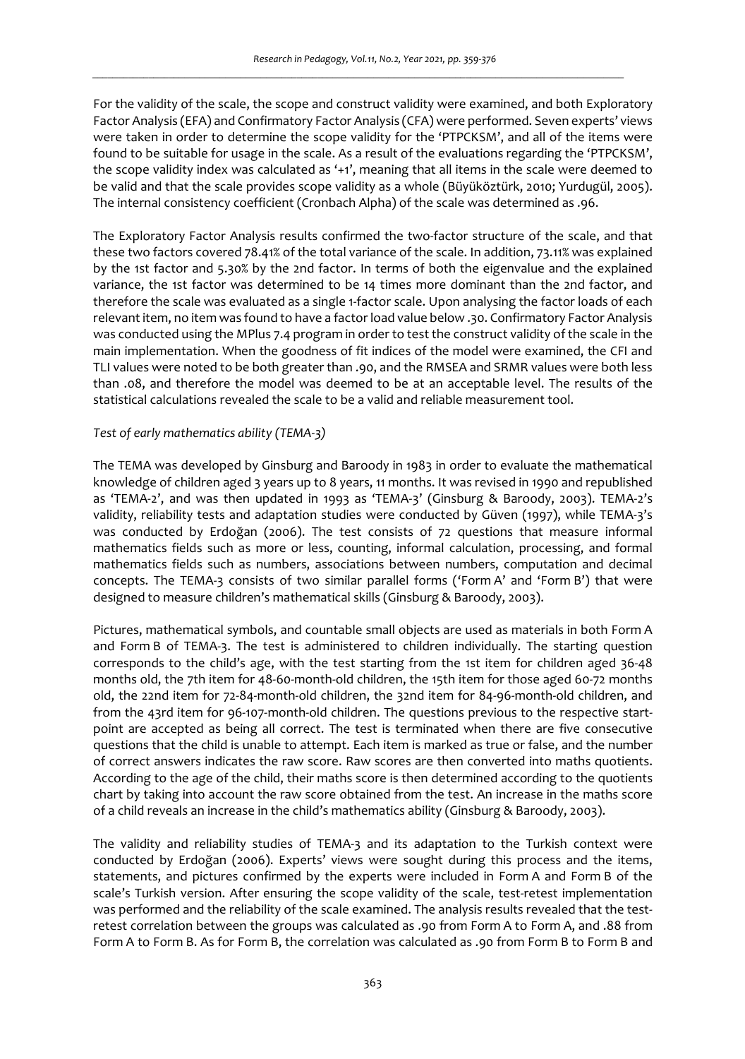For the validity of the scale, the scope and construct validity were examined, and both Exploratory Factor Analysis (EFA) and Confirmatory Factor Analysis (CFA) were performed. Seven experts' views were taken in order to determine the scope validity for the 'PTPCKSM', and all of the items were found to be suitable for usage in the scale. As a result of the evaluations regarding the 'PTPCKSM', the scope validity index was calculated as '+1', meaning that all items in the scale were deemed to be valid and that the scale provides scope validity as a whole (Büyüköztürk, 2010; Yurdugül, 2005). The internal consistency coefficient (Cronbach Alpha) of the scale was determined as .96.

The Exploratory Factor Analysis results confirmed the two-factor structure of the scale, and that these two factors covered 78.41% of the total variance of the scale. In addition, 73.11% was explained by the 1st factor and 5.30% by the 2nd factor. In terms of both the eigenvalue and the explained variance, the 1st factor was determined to be 14 times more dominant than the 2nd factor, and therefore the scale was evaluated as a single 1-factor scale. Upon analysing the factor loads of each relevant item, no item was found to have a factor load value below .30. Confirmatory Factor Analysis was conducted using the MPlus 7.4 program in order to test the construct validity of the scale in the main implementation. When the goodness of fit indices of the model were examined, the CFI and TLI values were noted to be both greater than .90, and the RMSEA and SRMR values were both less than .08, and therefore the model was deemed to be at an acceptable level. The results of the statistical calculations revealed the scale to be a valid and reliable measurement tool.

*Test of early mathematics ability (TEMA-3)*

The TEMA was developed by Ginsburg and Baroody in 1983 in order to evaluate the mathematical knowledge of children aged 3 years up to 8 years, 11 months. It was revised in 1990 and republished as 'TEMA-2', and was then updated in 1993 as 'TEMA-3' (Ginsburg & Baroody, 2003). TEMA-2's validity, reliability tests and adaptation studies were conducted by Güven (1997), while TEMA-3's was conducted by Erdoğan (2006). The test consists of 72 questions that measure informal mathematics fields such as more or less, counting, informal calculation, processing, and formal mathematics fields such as numbers, associations between numbers, computation and decimal concepts. The TEMA-3 consists of two similar parallel forms ('Form A' and 'Form B') that were designed to measure children's mathematical skills (Ginsburg & Baroody, 2003).

Pictures, mathematical symbols, and countable small objects are used as materials in both Form A and Form B of TEMA-3. The test is administered to children individually. The starting question corresponds to the child's age, with the test starting from the 1st item for children aged 36-48 months old, the 7th item for 48-60-month-old children, the 15th item for those aged 60-72 months old, the 22nd item for 72-84-month-old children, the 32nd item for 84-96-month-old children, and from the 43rd item for 96-107-month-old children. The questions previous to the respective start-point are accepted as being all correct. The test is terminated when there are five consecutive questions that the child is unable to attempt. Each item is marked as true or false, and the number of correct answers indicates the raw score. Raw scores are then converted into maths quotients. According to the age of the child, their maths score is then determined according to the quotients chart by taking into account the raw score obtained from the test. An increase in the maths score of a child reveals an increase in the child's mathematics ability (Ginsburg & Baroody, 2003).

The validity and reliability studies of TEMA-3 and its adaptation to the Turkish context were conducted by Erdoğan (2006). Experts' views were sought during this process and the items, statements, and pictures confirmed by the experts were included in Form A and Form B of the scale's Turkish version. After ensuring the scope validity of the scale, test-retest implementation was performed and the reliability of the scale examined. The analysis results revealed that the test-retest correlation between the groups was calculated as .90 from Form A to Form A, and .88 from Form A to Form B. As for Form B, the correlation was calculated as .90 from Form B to Form B and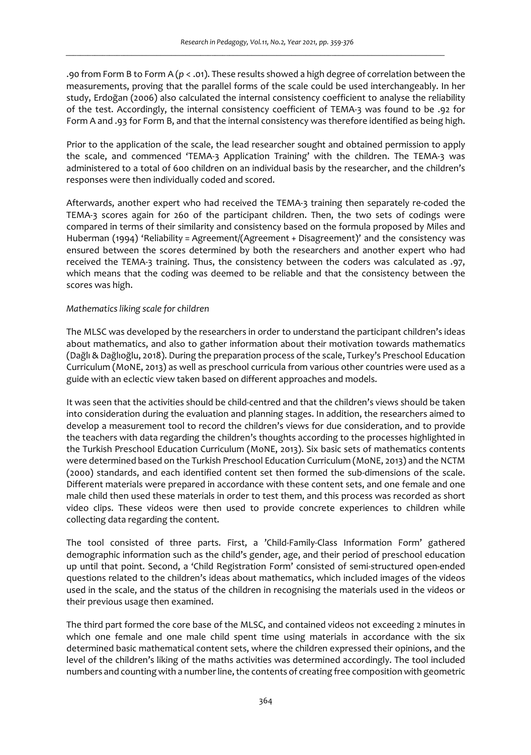.90 from Form B to Form A ($p < .01$). These results showed a high degree of correlation between the measurements, proving that the parallel forms of the scale could be used interchangeably. In her study, Erdoğan (2006) also calculated the internal consistency coefficient to analyse the reliability of the test. Accordingly, the internal consistency coefficient of TEMA-3 was found to be .92 for Form A and .93 for Form B, and that the internal consistency was therefore identified as being high.

Prior to the application of the scale, the lead researcher sought and obtained permission to apply the scale, and commenced 'TEMA-3 Application Training' with the children. The TEMA-3 was administered to a total of 600 children on an individual basis by the researcher, and the children's responses were then individually coded and scored.

Afterwards, another expert who had received the TEMA-3 training then separately re-coded the TEMA-3 scores again for 260 of the participant children. Then, the two sets of codings were compared in terms of their similarity and consistency based on the formula proposed by Miles and Huberman (1994) 'Reliability = Agreement/(Agreement + Disagreement)' and the consistency was ensured between the scores determined by both the researchers and another expert who had received the TEMA-3 training. Thus, the consistency between the coders was calculated as .97, which means that the coding was deemed to be reliable and that the consistency between the scores was high.

*Mathematics liking scale for children*

The MLSC was developed by the researchers in order to understand the participant children's ideas about mathematics, and also to gather information about their motivation towards mathematics (Dağlı & Dağlıoğlu, 2018). During the preparation process of the scale, Turkey's Preschool Education Curriculum (MoNE, 2013) as well as preschool curricula from various other countries were used as a guide with an eclectic view taken based on different approaches and models.

It was seen that the activities should be child-centred and that the children's views should be taken into consideration during the evaluation and planning stages. In addition, the researchers aimed to develop a measurement tool to record the children's views for due consideration, and to provide the teachers with data regarding the children's thoughts according to the processes highlighted in the Turkish Preschool Education Curriculum (MoNE, 2013). Six basic sets of mathematics contents were determined based on the Turkish Preschool Education Curriculum (MoNE, 2013) and the NCTM (2000) standards, and each identified content set then formed the sub-dimensions of the scale. Different materials were prepared in accordance with these content sets, and one female and one male child then used these materials in order to test them, and this process was recorded as short video clips. These videos were then used to provide concrete experiences to children while collecting data regarding the content.

The tool consisted of three parts. First, a 'Child-Family-Class Information Form' gathered demographic information such as the child's gender, age, and their period of preschool education up until that point. Second, a 'Child Registration Form' consisted of semi-structured open-ended questions related to the children's ideas about mathematics, which included images of the videos used in the scale, and the status of the children in recognising the materials used in the videos or their previous usage then examined.

The third part formed the core base of the MLSC, and contained videos not exceeding 2 minutes in which one female and one male child spent time using materials in accordance with the six determined basic mathematical content sets, where the children expressed their opinions, and the level of the children's liking of the maths activities was determined accordingly. The tool included numbers and counting with a number line, the contents of creating free composition with geometric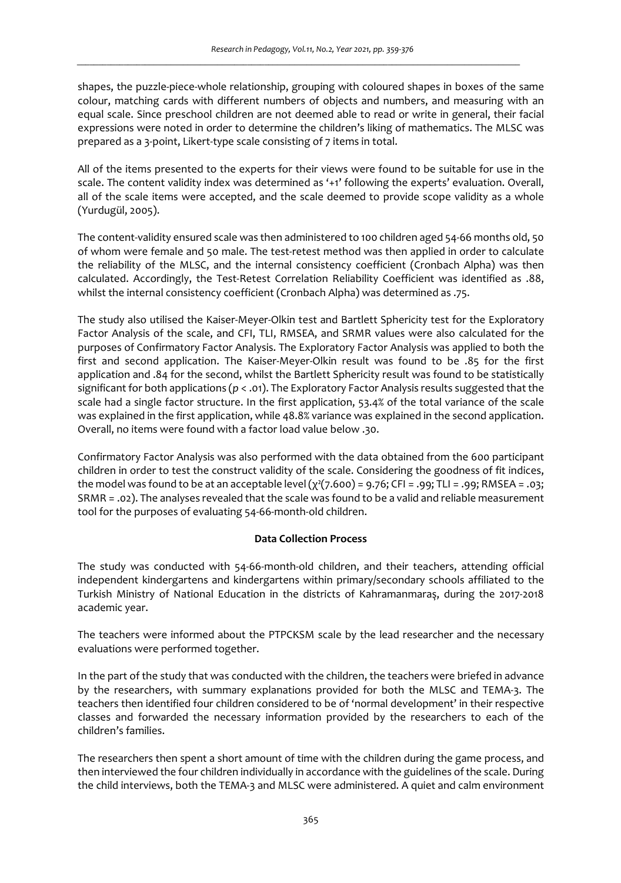shapes, the puzzle-piece-whole relationship, grouping with coloured shapes in boxes of the same colour, matching cards with different numbers of objects and numbers, and measuring with an equal scale. Since preschool children are not deemed able to read or write in general, their facial expressions were noted in order to determine the children's liking of mathematics. The MLSC was prepared as a 3-point, Likert-type scale consisting of 7 items in total.

All of the items presented to the experts for their views were found to be suitable for use in the scale. The content validity index was determined as '+1' following the experts' evaluation. Overall, all of the scale items were accepted, and the scale deemed to provide scope validity as a whole (Yurdugül, 2005).

The content-validity ensured scale was then administered to 100 children aged 54-66 months old, 50 of whom were female and 50 male. The test-retest method was then applied in order to calculate the reliability of the MLSC, and the internal consistency coefficient (Cronbach Alpha) was then calculated. Accordingly, the Test-Retest Correlation Reliability Coefficient was identified as .88, whilst the internal consistency coefficient (Cronbach Alpha) was determined as .75.

The study also utilised the Kaiser-Meyer-Olkin test and Bartlett Sphericity test for the Exploratory Factor Analysis of the scale, and CFI, TLI, RMSEA, and SRMR values were also calculated for the purposes of Confirmatory Factor Analysis. The Exploratory Factor Analysis was applied to both the first and second application. The Kaiser-Meyer-Olkin result was found to be .85 for the first application and .84 for the second, whilst the Bartlett Sphericity result was found to be statistically significant for both applications ($p < .01$). The Exploratory Factor Analysis results suggested that the scale had a single factor structure. In the first application, 53.4% of the total variance of the scale was explained in the first application, while 48.8% variance was explained in the second application. Overall, no items were found with a factor load value below .30.

Confirmatory Factor Analysis was also performed with the data obtained from the 600 participant children in order to test the construct validity of the scale. Considering the goodness of fit indices, the model was found to be at an acceptable level ($\chi^2(7.600) = 9.76$; CFI = .99; TLI = .99; RMSEA = .03; SRMR = .02). The analyses revealed that the scale was found to be a valid and reliable measurement tool for the purposes of evaluating 54-66-month-old children.

### Data Collection Process

The study was conducted with 54-66-month-old children, and their teachers, attending official independent kindergartens and kindergartens within primary/secondary schools affiliated to the Turkish Ministry of National Education in the districts of Kahramanmaraş, during the 2017-2018 academic year.

The teachers were informed about the PTPCKSM scale by the lead researcher and the necessary evaluations were performed together.

In the part of the study that was conducted with the children, the teachers were briefed in advance by the researchers, with summary explanations provided for both the MLSC and TEMA-3. The teachers then identified four children considered to be of 'normal development' in their respective classes and forwarded the necessary information provided by the researchers to each of the children's families.

The researchers then spent a short amount of time with the children during the game process, and then interviewed the four children individually in accordance with the guidelines of the scale. During the child interviews, both the TEMA-3 and MLSC were administered. A quiet and calm environment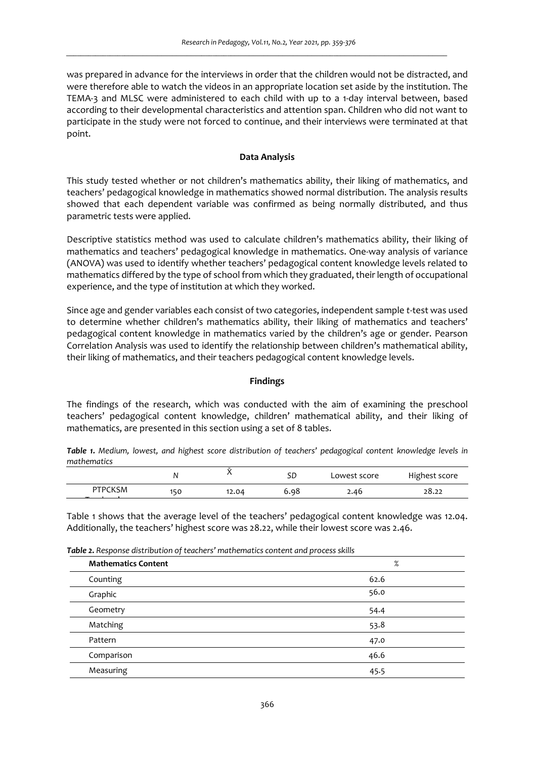was prepared in advance for the interviews in order that the children would not be distracted, and were therefore able to watch the videos in an appropriate location set aside by the institution. The TEMA-3 and MLSC were administered to each child with up to a 1-day interval between, based according to their developmental characteristics and attention span. Children who did not want to participate in the study were not forced to continue, and their interviews were terminated at that point.

### Data Analysis

This study tested whether or not children's mathematics ability, their liking of mathematics, and teachers' pedagogical knowledge in mathematics showed normal distribution. The analysis results showed that each dependent variable was confirmed as being normally distributed, and thus parametric tests were applied.

Descriptive statistics method was used to calculate children's mathematics ability, their liking of mathematics and teachers' pedagogical knowledge in mathematics. One-way analysis of variance (ANOVA) was used to identify whether teachers' pedagogical content knowledge levels related to mathematics differed by the type of school from which they graduated, their length of occupational experience, and the type of institution at which they worked.

Since age and gender variables each consist of two categories, independent sample *t*-test was used to determine whether children's mathematics ability, their liking of mathematics and teachers' pedagogical content knowledge in mathematics varied by the children's age or gender. Pearson Correlation Analysis was used to identify the relationship between children's mathematical ability, their liking of mathematics, and their teachers pedagogical content knowledge levels.

### Findings

The findings of the research, which was conducted with the aim of examining the preschool teachers' pedagogical content knowledge, children' mathematical ability, and their liking of mathematics, are presented in this section using a set of 8 tables.

***Table 1.*** *Medium, lowest, and highest score distribution of teachers' pedagogical content knowledge levels in mathematics*

| | N | $\bar{X}$ | SD | Lowest score | Highest score |
|---|---|---|---|---|---|
| PTPCKSM | 150 | 12.04 | 6.98 | 2.46 | 28.22 |

Table 1 shows that the average level of the teachers' pedagogical content knowledge was 12.04. Additionally, the teachers' highest score was 28.22, while their lowest score was 2.46.

***Table 2.*** *Response distribution of teachers' mathematics content and process skills*

| **Mathematics Content** | % |
|---|---|
| Counting | 62.6 |
| Graphic | 56.0 |
| Geometry | 54.4 |
| Matching | 53.8 |
| Pattern | 47.0 |
| Comparison | 46.6 |
| Measuring | 45.5 |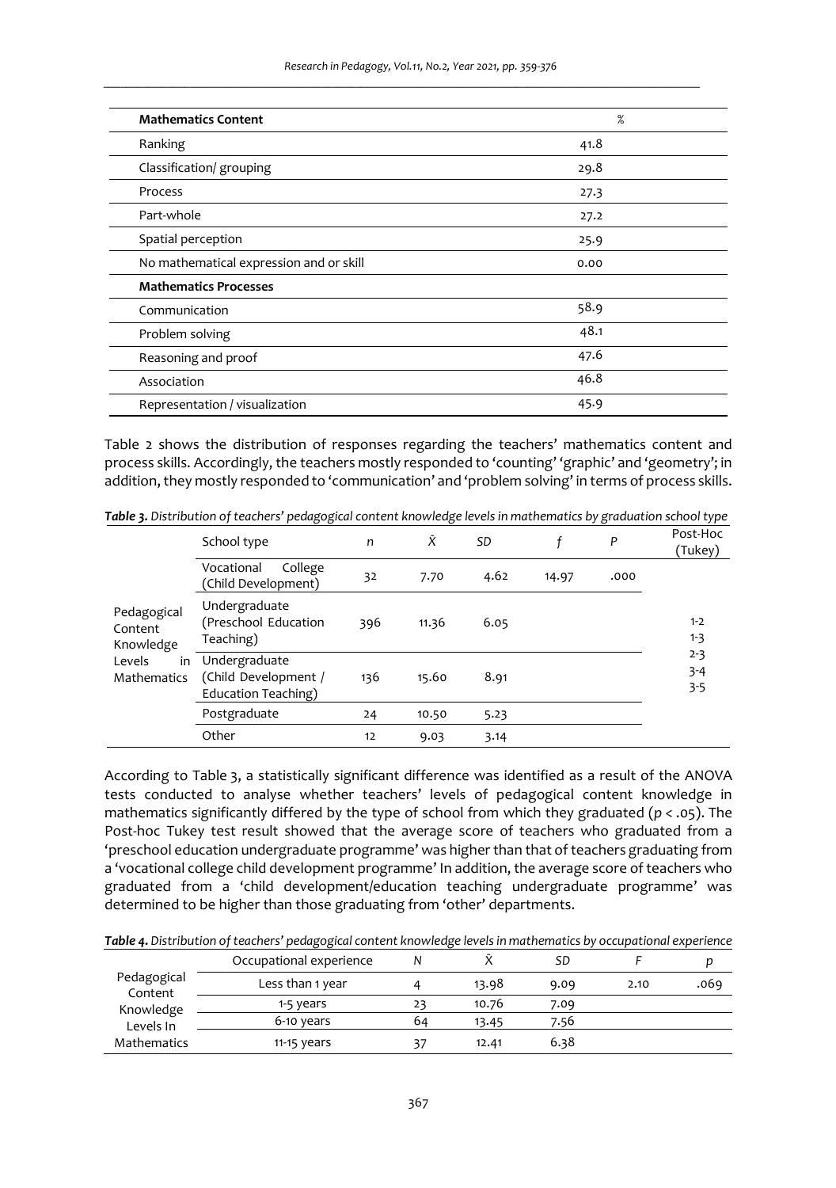| **Mathematics Content** | % |
| --- | --- |
| Ranking | 41.8 |
| Classification/ grouping | 29.8 |
| Process | 27.3 |
| Part-whole | 27.2 |
| Spatial perception | 25.9 |
| No mathematical expression and or skill | 0.00 |
| **Mathematics Processes** | |
| Communication | 58.9 |
| Problem solving | 48.1 |
| Reasoning and proof | 47.6 |
| Association | 46.8 |
| Representation / visualization | 45.9 |

Table 2 shows the distribution of responses regarding the teachers' mathematics content and process skills. Accordingly, the teachers mostly responded to 'counting' 'graphic' and 'geometry'; in addition, they mostly responded to 'communication' and 'problem solving' in terms of process skills.

***Table 3.*** *Distribution of teachers' pedagogical content knowledge levels in mathematics by graduation school type*

| | School type | n | X̄ | SD | f | P | Post-Hoc (Tukey) |
| --- | --- | --- | --- | --- | --- | --- | --- |
| Pedagogical Content Knowledge Levels in Mathematics | Vocational College (Child Development) | 32 | 7.70 | 4.62 | 14.97 | .000 | 1-2<br>1-3<br>2-3<br>3-4<br>3-5 |
| | Undergraduate (Preschool Education Teaching) | 396 | 11.36 | 6.05 | | | |
| | Undergraduate (Child Development / Education Teaching) | 136 | 15.60 | 8.91 | | | |
| | Postgraduate | 24 | 10.50 | 5.23 | | | |
| | Other | 12 | 9.03 | 3.14 | | | |

According to Table 3, a statistically significant difference was identified as a result of the ANOVA tests conducted to analyse whether teachers' levels of pedagogical content knowledge in mathematics significantly differed by the type of school from which they graduated ($p < .05$). The Post-hoc Tukey test result showed that the average score of teachers who graduated from a 'preschool education undergraduate programme' was higher than that of teachers graduating from a 'vocational college child development programme' In addition, the average score of teachers who graduated from a 'child development/education teaching undergraduate programme' was determined to be higher than those graduating from 'other' departments.

***Table 4.*** *Distribution of teachers' pedagogical content knowledge levels in mathematics by occupational experience*

| | Occupational experience | N | X̄ | SD | F | p |
| --- | --- | --- | --- | --- | --- | --- |
| Pedagogical Content Knowledge Levels In Mathematics | Less than 1 year | 4 | 13.98 | 9.09 | 2.10 | .069 |
| | 1-5 years | 23 | 10.76 | 7.09 | | |
| | 6-10 years | 64 | 13.45 | 7.56 | | |
| | 11-15 years | 37 | 12.41 | 6.38 | | |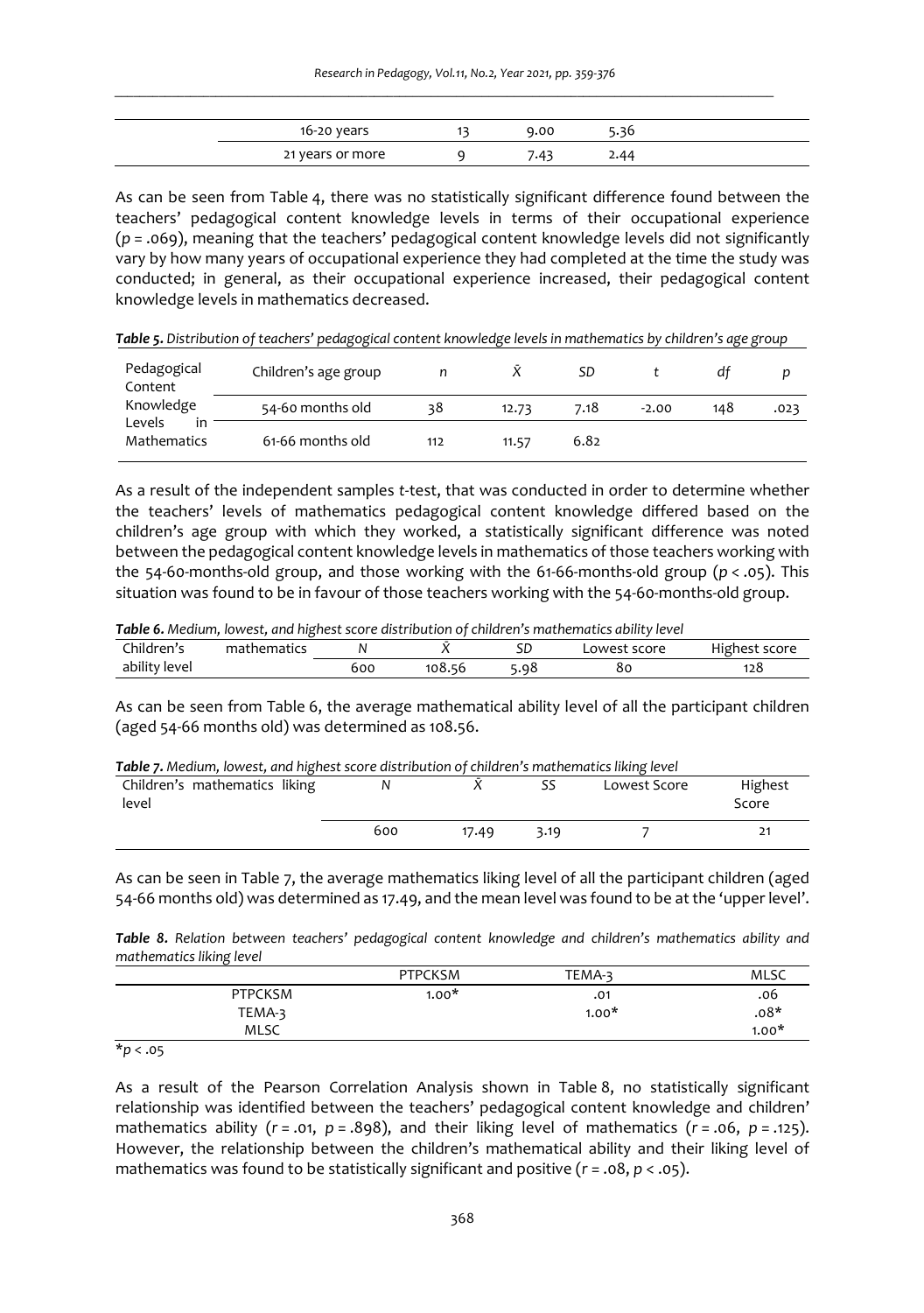| | | | |
|---|---|---|---|
| 16-20 years | 13 | 9.00 | 5.36 |
| 21 years or more | 9 | 7.43 | 2.44 |

As can be seen from Table 4, there was no statistically significant difference found between the teachers' pedagogical content knowledge levels in terms of their occupational experience ($p$ = .069), meaning that the teachers' pedagogical content knowledge levels did not significantly vary by how many years of occupational experience they had completed at the time the study was conducted; in general, as their occupational experience increased, their pedagogical content knowledge levels in mathematics decreased.

***Table 5.*** *Distribution of teachers' pedagogical content knowledge levels in mathematics by children's age group*

| Pedagogical Content Knowledge Levels in Mathematics | Children's age group | $n$ | $\bar{X}$ | $SD$ | $t$ | $df$ | $p$ |
|---|---|---|---|---|---|---|---|
| | 54-60 months old | 38 | 12.73 | 7.18 | -2.00 | 148 | .023 |
| | 61-66 months old | 112 | 11.57 | 6.82 | | | |

As a result of the independent samples $t$-test, that was conducted in order to determine whether the teachers' levels of mathematics pedagogical content knowledge differed based on the children's age group with which they worked, a statistically significant difference was noted between the pedagogical content knowledge levels in mathematics of those teachers working with the 54-60-months-old group, and those working with the 61-66-months-old group ($p < .05$). This situation was found to be in favour of those teachers working with the 54-60-months-old group.

***Table 6.*** *Medium, lowest, and highest score distribution of children's mathematics ability level*

| Children's mathematics ability level | $N$ | $\bar{X}$ | $SD$ | Lowest score | Highest score |
|---|---|---|---|---|---|
| | 600 | 108.56 | 5.98 | 80 | 128 |

As can be seen from Table 6, the average mathematical ability level of all the participant children (aged 54-66 months old) was determined as 108.56.

***Table 7.*** *Medium, lowest, and highest score distribution of children's mathematics liking level*

| Children's mathematics liking level | $N$ | $\bar{X}$ | $SS$ | Lowest Score | Highest Score |
|---|---|---|---|---|---|
| | 600 | 17.49 | 3.19 | 7 | 21 |

As can be seen in Table 7, the average mathematics liking level of all the participant children (aged 54-66 months old) was determined as 17.49, and the mean level was found to be at the 'upper level'.

***Table 8.*** *Relation between teachers' pedagogical content knowledge and children's mathematics ability and mathematics liking level*

| | PTPCKSM | TEMA-3 | MLSC |
|---|---|---|---|
| PTPCKSM | 1.00* | .01 | .06 |
| TEMA-3 | | 1.00* | .08* |
| MLSC | | | 1.00* |

*$p < .05$

As a result of the Pearson Correlation Analysis shown in Table 8, no statistically significant relationship was identified between the teachers' pedagogical content knowledge and children' mathematics ability ($r$ = .01, $p$ = .898), and their liking level of mathematics ($r$ = .06, $p$ = .125). However, the relationship between the children's mathematical ability and their liking level of mathematics was found to be statistically significant and positive ($r$ = .08, $p < .05$).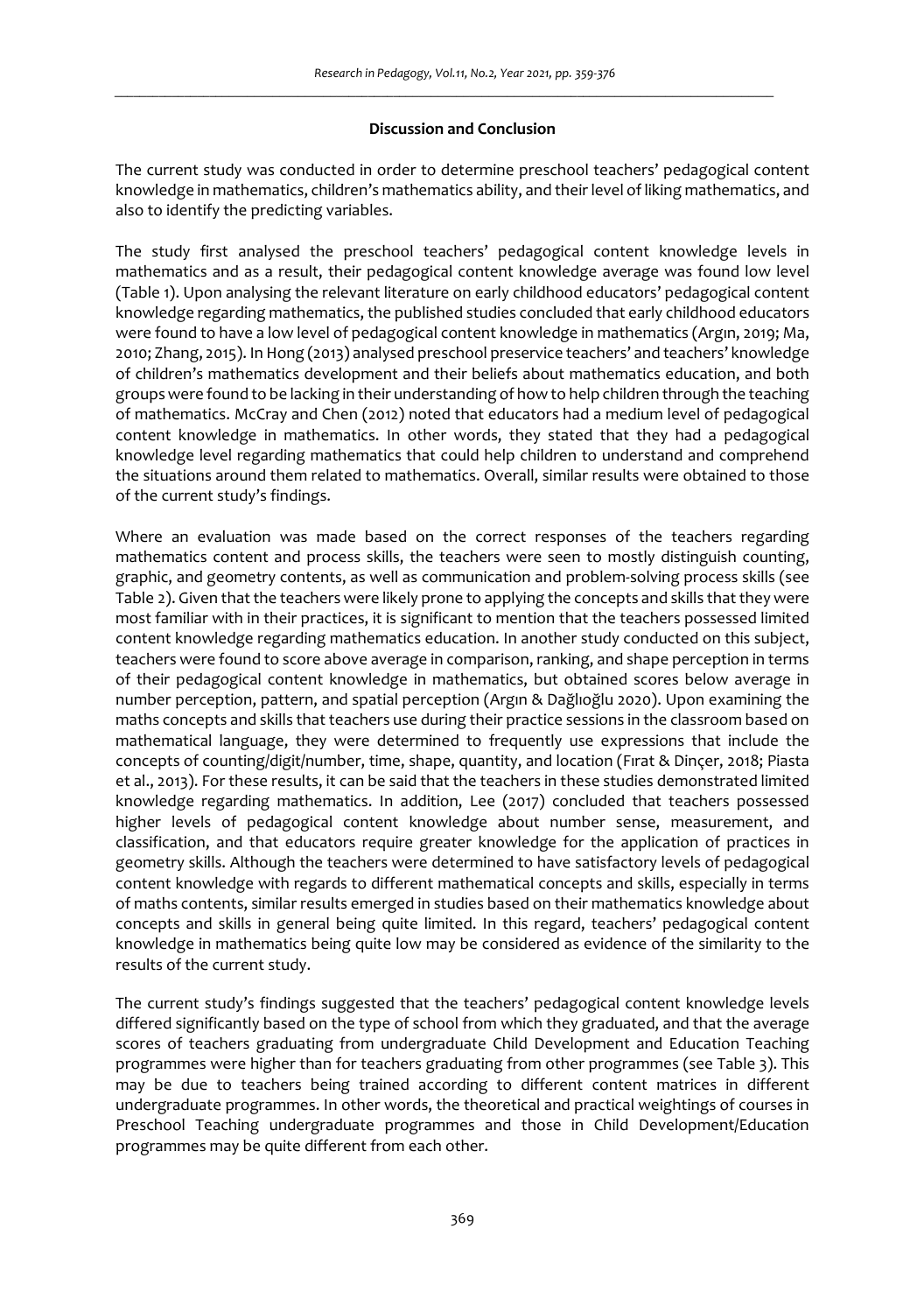## Discussion and Conclusion

The current study was conducted in order to determine preschool teachers' pedagogical content knowledge in mathematics, children's mathematics ability, and their level of liking mathematics, and also to identify the predicting variables.

The study first analysed the preschool teachers' pedagogical content knowledge levels in mathematics and as a result, their pedagogical content knowledge average was found low level (Table 1). Upon analysing the relevant literature on early childhood educators' pedagogical content knowledge regarding mathematics, the published studies concluded that early childhood educators were found to have a low level of pedagogical content knowledge in mathematics (Argın, 2019; Ma, 2010; Zhang, 2015). In Hong (2013) analysed preschool preservice teachers' and teachers' knowledge of children's mathematics development and their beliefs about mathematics education, and both groups were found to be lacking in their understanding of how to help children through the teaching of mathematics. McCray and Chen (2012) noted that educators had a medium level of pedagogical content knowledge in mathematics. In other words, they stated that they had a pedagogical knowledge level regarding mathematics that could help children to understand and comprehend the situations around them related to mathematics. Overall, similar results were obtained to those of the current study's findings.

Where an evaluation was made based on the correct responses of the teachers regarding mathematics content and process skills, the teachers were seen to mostly distinguish counting, graphic, and geometry contents, as well as communication and problem-solving process skills (see Table 2). Given that the teachers were likely prone to applying the concepts and skills that they were most familiar with in their practices, it is significant to mention that the teachers possessed limited content knowledge regarding mathematics education. In another study conducted on this subject, teachers were found to score above average in comparison, ranking, and shape perception in terms of their pedagogical content knowledge in mathematics, but obtained scores below average in number perception, pattern, and spatial perception (Argın & Dağlıoğlu 2020). Upon examining the maths concepts and skills that teachers use during their practice sessions in the classroom based on mathematical language, they were determined to frequently use expressions that include the concepts of counting/digit/number, time, shape, quantity, and location (Fırat & Dinçer, 2018; Piasta et al., 2013). For these results, it can be said that the teachers in these studies demonstrated limited knowledge regarding mathematics. In addition, Lee (2017) concluded that teachers possessed higher levels of pedagogical content knowledge about number sense, measurement, and classification, and that educators require greater knowledge for the application of practices in geometry skills. Although the teachers were determined to have satisfactory levels of pedagogical content knowledge with regards to different mathematical concepts and skills, especially in terms of maths contents, similar results emerged in studies based on their mathematics knowledge about concepts and skills in general being quite limited. In this regard, teachers' pedagogical content knowledge in mathematics being quite low may be considered as evidence of the similarity to the results of the current study.

The current study's findings suggested that the teachers' pedagogical content knowledge levels differed significantly based on the type of school from which they graduated, and that the average scores of teachers graduating from undergraduate Child Development and Education Teaching programmes were higher than for teachers graduating from other programmes (see Table 3). This may be due to teachers being trained according to different content matrices in different undergraduate programmes. In other words, the theoretical and practical weightings of courses in Preschool Teaching undergraduate programmes and those in Child Development/Education programmes may be quite different from each other.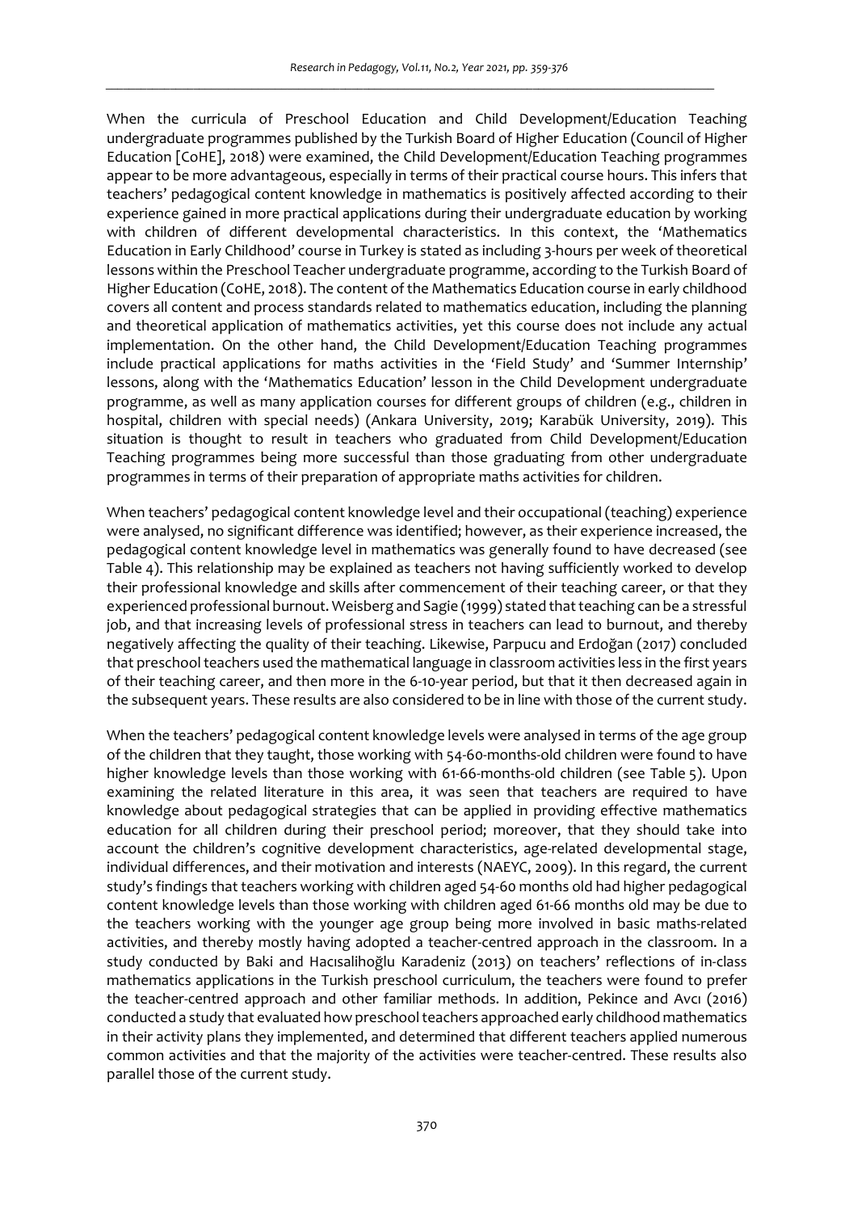When the curricula of Preschool Education and Child Development/Education Teaching undergraduate programmes published by the Turkish Board of Higher Education (Council of Higher Education [CoHE], 2018) were examined, the Child Development/Education Teaching programmes appear to be more advantageous, especially in terms of their practical course hours. This infers that teachers' pedagogical content knowledge in mathematics is positively affected according to their experience gained in more practical applications during their undergraduate education by working with children of different developmental characteristics. In this context, the 'Mathematics Education in Early Childhood' course in Turkey is stated as including 3-hours per week of theoretical lessons within the Preschool Teacher undergraduate programme, according to the Turkish Board of Higher Education (CoHE, 2018). The content of the Mathematics Education course in early childhood covers all content and process standards related to mathematics education, including the planning and theoretical application of mathematics activities, yet this course does not include any actual implementation. On the other hand, the Child Development/Education Teaching programmes include practical applications for maths activities in the 'Field Study' and 'Summer Internship' lessons, along with the 'Mathematics Education' lesson in the Child Development undergraduate programme, as well as many application courses for different groups of children (e.g., children in hospital, children with special needs) (Ankara University, 2019; Karabük University, 2019). This situation is thought to result in teachers who graduated from Child Development/Education Teaching programmes being more successful than those graduating from other undergraduate programmes in terms of their preparation of appropriate maths activities for children.

When teachers' pedagogical content knowledge level and their occupational (teaching) experience were analysed, no significant difference was identified; however, as their experience increased, the pedagogical content knowledge level in mathematics was generally found to have decreased (see Table 4). This relationship may be explained as teachers not having sufficiently worked to develop their professional knowledge and skills after commencement of their teaching career, or that they experienced professional burnout. Weisberg and Sagie (1999) stated that teaching can be a stressful job, and that increasing levels of professional stress in teachers can lead to burnout, and thereby negatively affecting the quality of their teaching. Likewise, Parpucu and Erdoğan (2017) concluded that preschool teachers used the mathematical language in classroom activities less in the first years of their teaching career, and then more in the 6-10-year period, but that it then decreased again in the subsequent years. These results are also considered to be in line with those of the current study.

When the teachers' pedagogical content knowledge levels were analysed in terms of the age group of the children that they taught, those working with 54-60-months-old children were found to have higher knowledge levels than those working with 61-66-months-old children (see Table 5). Upon examining the related literature in this area, it was seen that teachers are required to have knowledge about pedagogical strategies that can be applied in providing effective mathematics education for all children during their preschool period; moreover, that they should take into account the children's cognitive development characteristics, age-related developmental stage, individual differences, and their motivation and interests (NAEYC, 2009). In this regard, the current study's findings that teachers working with children aged 54-60 months old had higher pedagogical content knowledge levels than those working with children aged 61-66 months old may be due to the teachers working with the younger age group being more involved in basic maths-related activities, and thereby mostly having adopted a teacher-centred approach in the classroom. In a study conducted by Baki and Hacısalihoğlu Karadeniz (2013) on teachers' reflections of in-class mathematics applications in the Turkish preschool curriculum, the teachers were found to prefer the teacher-centred approach and other familiar methods. In addition, Pekince and Avcı (2016) conducted a study that evaluated how preschool teachers approached early childhood mathematics in their activity plans they implemented, and determined that different teachers applied numerous common activities and that the majority of the activities were teacher-centred. These results also parallel those of the current study.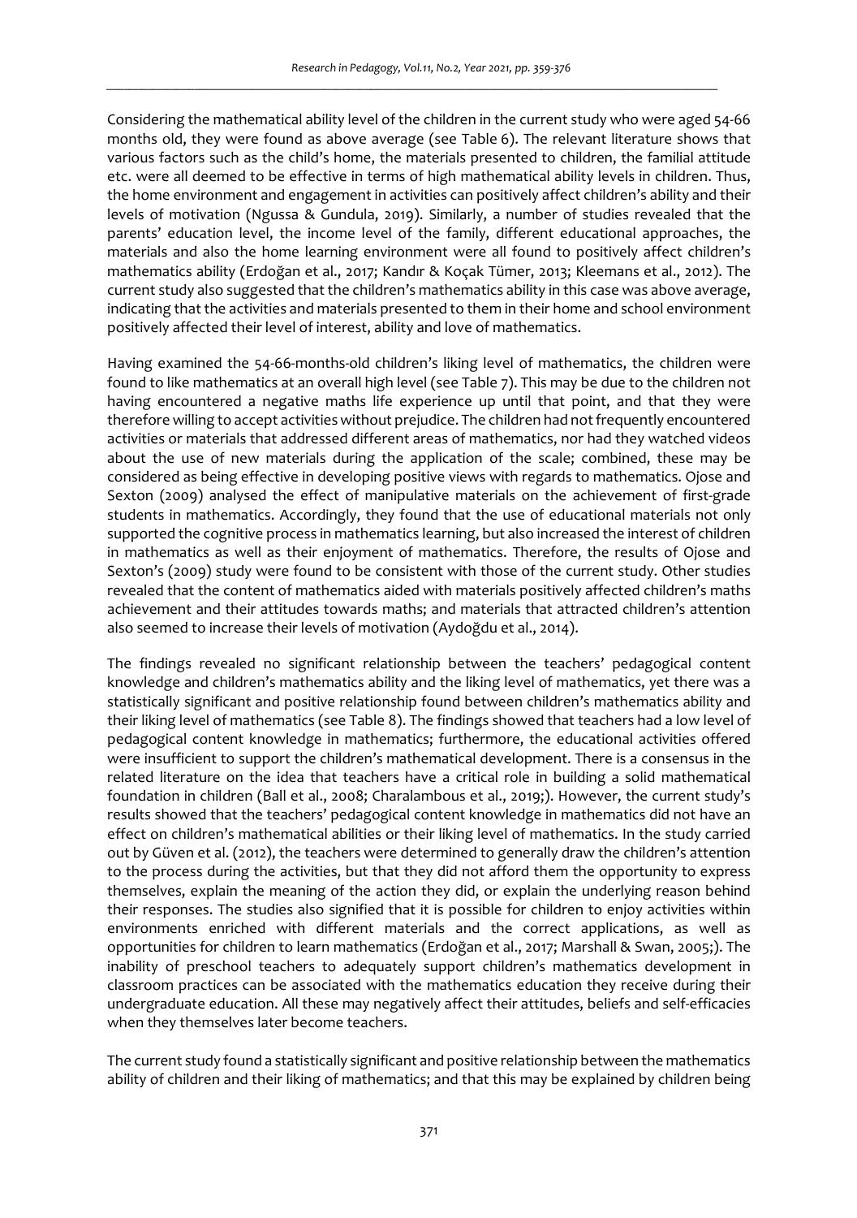Considering the mathematical ability level of the children in the current study who were aged 54-66 months old, they were found as above average (see Table 6). The relevant literature shows that various factors such as the child's home, the materials presented to children, the familial attitude etc. were all deemed to be effective in terms of high mathematical ability levels in children. Thus, the home environment and engagement in activities can positively affect children's ability and their levels of motivation (Ngussa & Gundula, 2019). Similarly, a number of studies revealed that the parents' education level, the income level of the family, different educational approaches, the materials and also the home learning environment were all found to positively affect children's mathematics ability (Erdoğan et al., 2017; Kandır & Koçak Tümer, 2013; Kleemans et al., 2012). The current study also suggested that the children's mathematics ability in this case was above average, indicating that the activities and materials presented to them in their home and school environment positively affected their level of interest, ability and love of mathematics.

Having examined the 54-66-months-old children's liking level of mathematics, the children were found to like mathematics at an overall high level (see Table 7). This may be due to the children not having encountered a negative maths life experience up until that point, and that they were therefore willing to accept activities without prejudice. The children had not frequently encountered activities or materials that addressed different areas of mathematics, nor had they watched videos about the use of new materials during the application of the scale; combined, these may be considered as being effective in developing positive views with regards to mathematics. Ojose and Sexton (2009) analysed the effect of manipulative materials on the achievement of first-grade students in mathematics. Accordingly, they found that the use of educational materials not only supported the cognitive process in mathematics learning, but also increased the interest of children in mathematics as well as their enjoyment of mathematics. Therefore, the results of Ojose and Sexton's (2009) study were found to be consistent with those of the current study. Other studies revealed that the content of mathematics aided with materials positively affected children's maths achievement and their attitudes towards maths; and materials that attracted children's attention also seemed to increase their levels of motivation (Aydoğdu et al., 2014).

The findings revealed no significant relationship between the teachers' pedagogical content knowledge and children's mathematics ability and the liking level of mathematics, yet there was a statistically significant and positive relationship found between children's mathematics ability and their liking level of mathematics (see Table 8). The findings showed that teachers had a low level of pedagogical content knowledge in mathematics; furthermore, the educational activities offered were insufficient to support the children's mathematical development. There is a consensus in the related literature on the idea that teachers have a critical role in building a solid mathematical foundation in children (Ball et al., 2008; Charalambous et al., 2019;). However, the current study's results showed that the teachers' pedagogical content knowledge in mathematics did not have an effect on children's mathematical abilities or their liking level of mathematics. In the study carried out by Güven et al. (2012), the teachers were determined to generally draw the children's attention to the process during the activities, but that they did not afford them the opportunity to express themselves, explain the meaning of the action they did, or explain the underlying reason behind their responses. The studies also signified that it is possible for children to enjoy activities within environments enriched with different materials and the correct applications, as well as opportunities for children to learn mathematics (Erdoğan et al., 2017; Marshall & Swan, 2005;). The inability of preschool teachers to adequately support children's mathematics development in classroom practices can be associated with the mathematics education they receive during their undergraduate education. All these may negatively affect their attitudes, beliefs and self-efficacies when they themselves later become teachers.

The current study found a statistically significant and positive relationship between the mathematics ability of children and their liking of mathematics; and that this may be explained by children being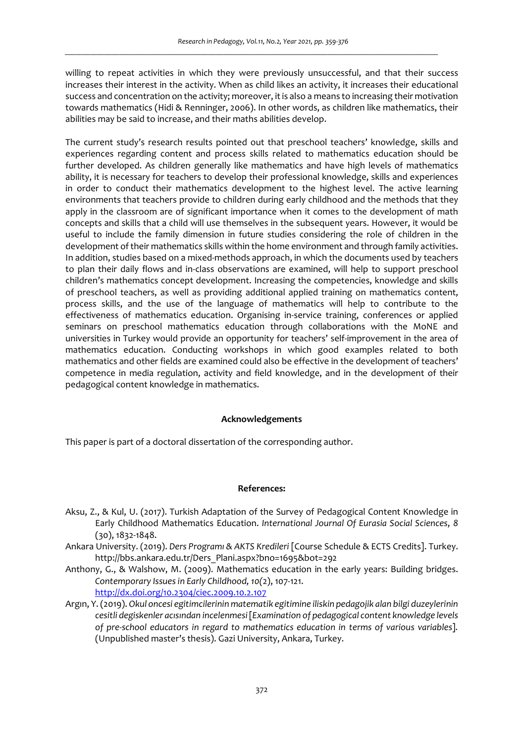willing to repeat activities in which they were previously unsuccessful, and that their success increases their interest in the activity. When as child likes an activity, it increases their educational success and concentration on the activity; moreover, it is also a means to increasing their motivation towards mathematics (Hidi & Renninger, 2006). In other words, as children like mathematics, their abilities may be said to increase, and their maths abilities develop.

The current study's research results pointed out that preschool teachers' knowledge, skills and experiences regarding content and process skills related to mathematics education should be further developed. As children generally like mathematics and have high levels of mathematics ability, it is necessary for teachers to develop their professional knowledge, skills and experiences in order to conduct their mathematics development to the highest level. The active learning environments that teachers provide to children during early childhood and the methods that they apply in the classroom are of significant importance when it comes to the development of math concepts and skills that a child will use themselves in the subsequent years. However, it would be useful to include the family dimension in future studies considering the role of children in the development of their mathematics skills within the home environment and through family activities. In addition, studies based on a mixed-methods approach, in which the documents used by teachers to plan their daily flows and in-class observations are examined, will help to support preschool children's mathematics concept development. Increasing the competencies, knowledge and skills of preschool teachers, as well as providing additional applied training on mathematics content, process skills, and the use of the language of mathematics will help to contribute to the effectiveness of mathematics education. Organising in-service training, conferences or applied seminars on preschool mathematics education through collaborations with the MoNE and universities in Turkey would provide an opportunity for teachers' self-improvement in the area of mathematics education. Conducting workshops in which good examples related to both mathematics and other fields are examined could also be effective in the development of teachers' competence in media regulation, activity and field knowledge, and in the development of their pedagogical content knowledge in mathematics.

## Acknowledgements

This paper is part of a doctoral dissertation of the corresponding author.

## References:

Aksu, Z., & Kul, U. (2017). Turkish Adaptation of the Survey of Pedagogical Content Knowledge in Early Childhood Mathematics Education. *International Journal Of Eurasia Social Sciences*, *8* (30), 1832-1848.

Ankara University. (2019). *Ders Programı & AKTS Kredileri* [Course Schedule & ECTS Credits]. Turkey. http://bbs.ankara.edu.tr/Ders_Plani.aspx?bno=1695&bot=292

Anthony, G., & Walshow, M. (2009). Mathematics education in the early years: Building bridges. *Contemporary Issues in Early Childhood, 10*(2), 107-121. http://dx.doi.org/10.2304/ciec.2009.10.2.107

Argın, Y. (2019). *Okul oncesi egitimcilerinin matematik egitimine iliskin pedagojik alan bilgi duzeylerinin cesitli degiskenler acısından incelenmesi* [*Examination of pedagogical content knowledge levels of pre-school educators in regard to mathematics education in terms of various variables*]. (Unpublished master's thesis). Gazi University, Ankara, Turkey.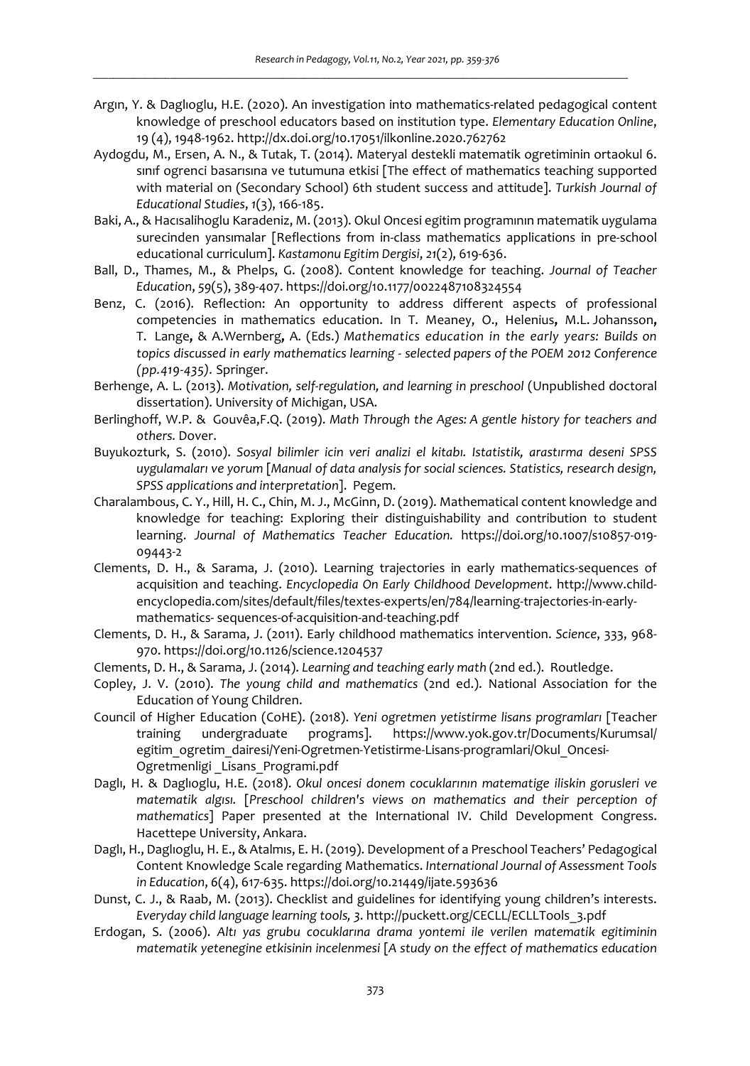Argın, Y. & Daglıoglu, H.E. (2020). An investigation into mathematics-related pedagogical content knowledge of preschool educators based on institution type. *Elementary Education Online*, 19 (4), 1948-1962. http://dx.doi.org/10.17051/ilkonline.2020.762762

Aydogdu, M., Ersen, A. N., & Tutak, T. (2014). Materyal destekli matematik ogretiminin ortaokul 6. sınıf ogrenci basarısına ve tutumuna etkisi [The effect of mathematics teaching supported with material on (Secondary School) 6th student success and attitude]. *Turkish Journal of Educational Studies*, *1*(3), 166-185.

Baki, A., & Hacısalihoglu Karadeniz, M. (2013). Okul Oncesi egitim programının matematik uygulama surecinden yansımalar [Reflections from in-class mathematics applications in pre-school educational curriculum]. *Kastamonu Egitim Dergisi*, *21*(2), 619-636.

Ball, D., Thames, M., & Phelps, G. (2008). Content knowledge for teaching. *Journal of Teacher Education*, 59(5), 389-407. https://doi.org/10.1177/0022487108324554

Benz, C. (2016). Reflection: An opportunity to address different aspects of professional competencies in mathematics education. In T. Meaney, O., Helenius**,** M.L. Johansson**,** T. Lange**,** & A.Wernberg**,** A. (Eds.) *Mathematics education in the early years: Builds on topics discussed in early mathematics learning - selected papers of the POEM 2012 Conference (pp.419-435)*. Springer.

Berhenge, A. L. (2013). *Motivation, self-regulation, and learning in preschool* (Unpublished doctoral dissertation). University of Michigan, USA.

Berlinghoff, W.P. & Gouvêa,F.Q. (2019). *Math Through the Ages: A gentle history for teachers and others.* Dover.

Buyukozturk, S. (2010). *Sosyal bilimler icin veri analizi el kitabı. Istatistik, arastırma deseni SPSS uygulamaları ve yorum* [*Manual of data analysis for social sciences. Statistics, research design, SPSS applications and interpretation*]. Pegem.

Charalambous, C. Y., Hill, H. C., Chin, M. J., McGinn, D. (2019). Mathematical content knowledge and knowledge for teaching: Exploring their distinguishability and contribution to student learning. *Journal of Mathematics Teacher Education.* https://doi.org/10.1007/s10857-019-09443-2

Clements, D. H., & Sarama, J. (2010). Learning trajectories in early mathematics-sequences of acquisition and teaching. *Encyclopedia On Early Childhood Development*. http://www.child-encyclopedia.com/sites/default/files/textes-experts/en/784/learning-trajectories-in-early-mathematics- sequences-of-acquisition-and-teaching.pdf

Clements, D. H., & Sarama, J. (2011). Early childhood mathematics intervention. *Science*, 333, 968-970. https://doi.org/10.1126/science.1204537

Clements, D. H., & Sarama, J. (2014). *Learning and teaching early math* (2nd ed.). Routledge.

Copley, J. V. (2010). *The young child and mathematics* (2nd ed.). National Association for the Education of Young Children.

Council of Higher Education (CoHE). (2018). *Yeni ogretmen yetistirme lisans programları* [Teacher training undergraduate programs]. https://www.yok.gov.tr/Documents/Kurumsal/egitim_ogretim_dairesi/Yeni-Ogretmen-Yetistirme-Lisans-programlari/Okul_Oncesi-Ogretmenligi _Lisans_Programi.pdf

Daglı, H. & Daglıoglu, H.E. (2018). *Okul oncesi donem cocuklarının matematige iliskin gorusleri ve matematik algısı.* [*Preschool children's views on mathematics and their perception of mathematics*] Paper presented at the International IV. Child Development Congress. Hacettepe University, Ankara.

Daglı, H., Daglıoglu, H. E., & Atalmıs, E. H. (2019). Development of a Preschool Teachers' Pedagogical Content Knowledge Scale regarding Mathematics. *International Journal of Assessment Tools in Education*, 6(4), 617-635. https://doi.org/10.21449/ijate.593636

Dunst, C. J., & Raab, M. (2013). Checklist and guidelines for identifying young children's interests. *Everyday child language learning tools, 3*. http://puckett.org/CECLL/ECLLTools_3.pdf

Erdogan, S. (2006). *Altı yas grubu cocuklarına drama yontemi ile verilen matematik egitiminin matematik yetenegine etkisinin incelenmesi* [*A study on the effect of mathematics education*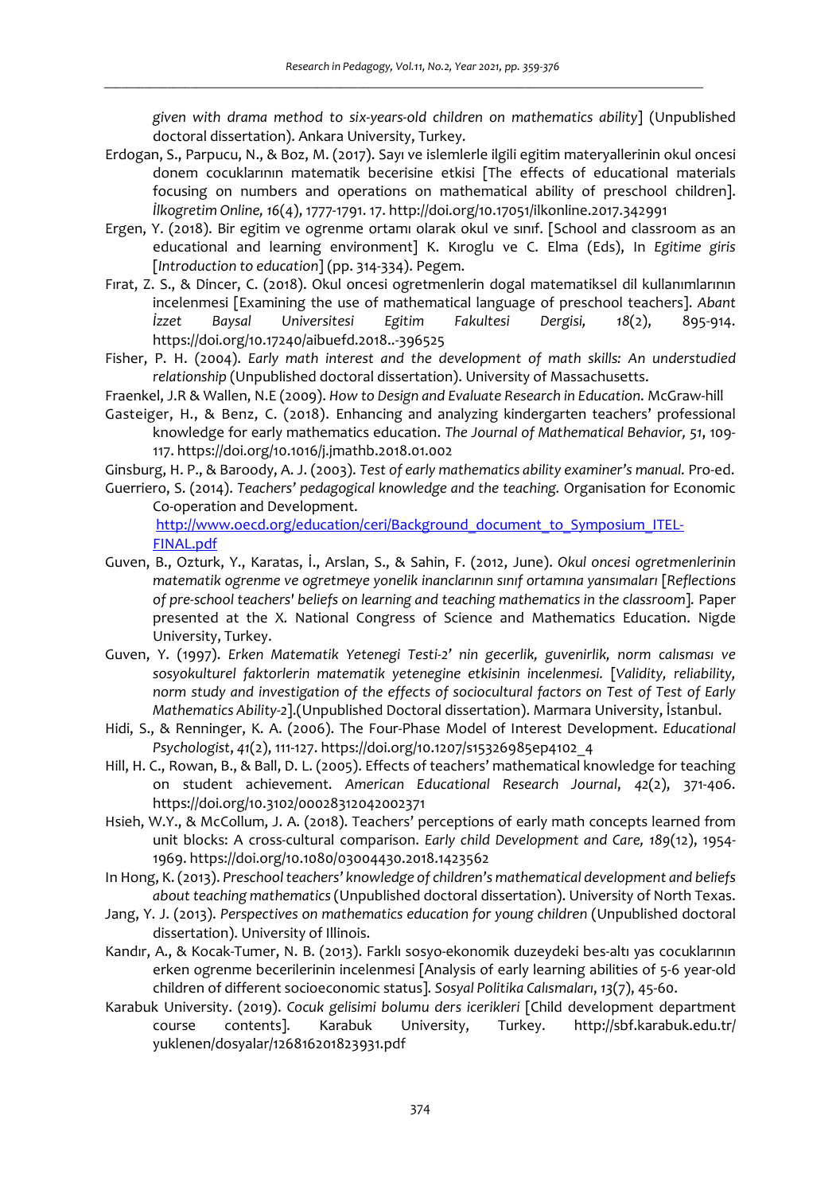*given with drama method to six-years-old children on mathematics ability*] (Unpublished doctoral dissertation). Ankara University, Turkey.

Erdogan, S., Parpucu, N., & Boz, M. (2017). Sayı ve islemlerle ilgili egitim materyallerinin okul oncesi donem cocuklarının matematik becerisine etkisi [The effects of educational materials focusing on numbers and operations on mathematical ability of preschool children]. *İlkogretim Online, 16*(4), 1777-1791. 17. http://doi.org/10.17051/ilkonline.2017.342991

Ergen, Y. (2018). Bir egitim ve ogrenme ortamı olarak okul ve sınıf. [School and classroom as an educational and learning environment] K. Kıroglu ve C. Elma (Eds), In *Egitime giris* [*Introduction to education*] (pp. 314-334). Pegem.

Fırat, Z. S., & Dincer, C. (2018). Okul oncesi ogretmenlerin dogal matematiksel dil kullanımlarının incelenmesi [Examining the use of mathematical language of preschool teachers]. *Abant İzzet Baysal Universitesi Egitim Fakultesi Dergisi, 18*(2), 895-914. https://doi.org/10.17240/aibuefd.2018..-396525

Fisher, P. H. (2004). *Early math interest and the development of math skills: An understudied relationship* (Unpublished doctoral dissertation). University of Massachusetts.

Fraenkel, J.R & Wallen, N.E (2009). *How to Design and Evaluate Research in Education.* McGraw-hill

Gasteiger, H., & Benz, C. (2018). Enhancing and analyzing kindergarten teachers' professional knowledge for early mathematics education. *The Journal of Mathematical Behavior, 51*, 109-117. https://doi.org/10.1016/j.jmathb.2018.01.002

Ginsburg, H. P., & Baroody, A. J. (2003). *Test of early mathematics ability examiner's manual.* Pro-ed.

Guerriero, S. (2014). *Teachers' pedagogical knowledge and the teaching.* Organisation for Economic Co-operation and Development. [http://www.oecd.org/education/ceri/Background_document_to_Symposium_ITEL-FINAL.pdf](http://www.oecd.org/education/ceri/Background_document_to_Symposium_ITEL-FINAL.pdf)

Guven, B., Ozturk, Y., Karatas, İ., Arslan, S., & Sahin, F. (2012, June). *Okul oncesi ogretmenlerinin matematik ogrenme ve ogretmeye yonelik inanclarının sınıf ortamına yansımaları* [*Reflections of pre-school teachers' beliefs on learning and teaching mathematics in the classroom*]. Paper presented at the X. National Congress of Science and Mathematics Education. Nigde University, Turkey.

Guven, Y. (1997). *Erken Matematik Yetenegi Testi-2' nin gecerlik, guvenirlik, norm calısması ve sosyokulturel faktorlerin matematik yetenegine etkisinin incelenmesi.* [*Validity, reliability, norm study and investigation of the effects of sociocultural factors on Test of Test of Early Mathematics Ability-2*].(Unpublished Doctoral dissertation). Marmara University, İstanbul.

Hidi, S., & Renninger, K. A. (2006). The Four-Phase Model of Interest Development. *Educational Psychologist*, *41*(2), 111-127. https://doi.org/10.1207/s15326985ep4102_4

Hill, H. C., Rowan, B., & Ball, D. L. (2005). Effects of teachers' mathematical knowledge for teaching on student achievement. *American Educational Research Journal*, *42*(2), 371-406. https://doi.org/10.3102/00028312042002371

Hsieh, W.Y., & McCollum, J. A. (2018). Teachers' perceptions of early math concepts learned from unit blocks: A cross-cultural comparison. *Early child Development and Care, 189*(12), 1954-1969. https://doi.org/10.1080/03004430.2018.1423562

In Hong, K. (2013). *Preschool teachers' knowledge of children's mathematical development and beliefs about teaching mathematics* (Unpublished doctoral dissertation). University of North Texas.

Jang, Y. J. (2013). *Perspectives on mathematics education for young children* (Unpublished doctoral dissertation). University of Illinois.

Kandır, A., & Kocak-Turner, N. B. (2013). Farklı sosyo-ekonomik duzeydeki bes-altı yas cocuklarının erken ogrenme becerilerinin incelenmesi [Analysis of early learning abilities of 5-6 year-old children of different socioeconomic status]. *Sosyal Politika Calısmaları*, *13*(7), 45-60.

Karabuk University. (2019). *Cocuk gelisimi bolumu ders icerikleri* [Child development department course contents]. Karabuk University, Turkey. http://sbf.karabuk.edu.tr/yuklenen/dosyalar/126816201823931.pdf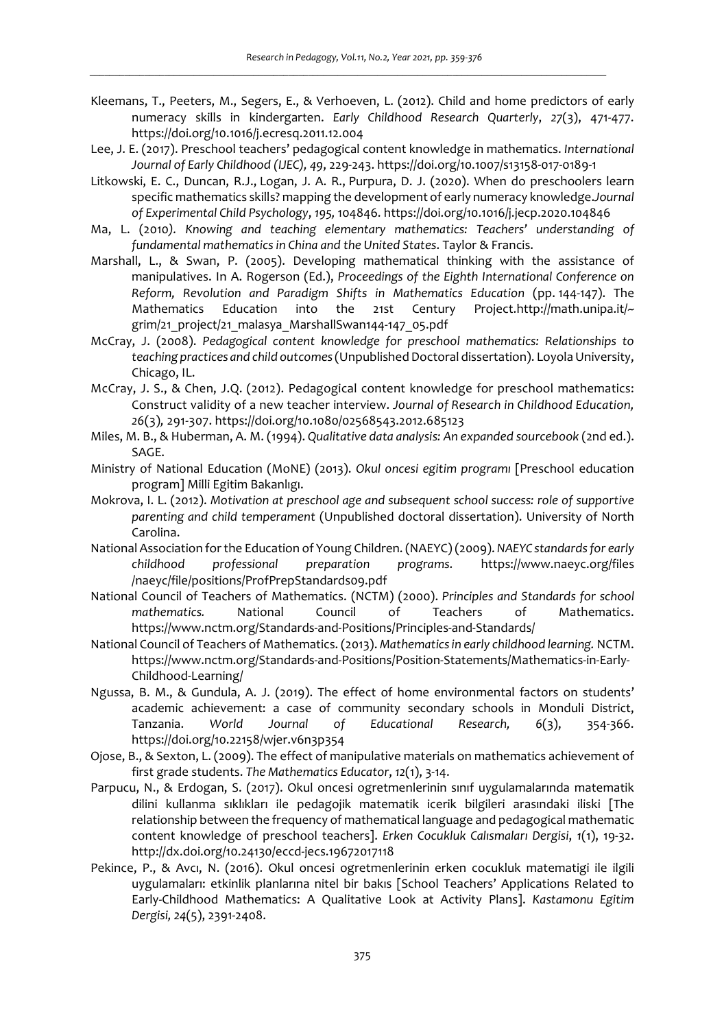Kleemans, T., Peeters, M., Segers, E., & Verhoeven, L. (2012). Child and home predictors of early numeracy skills in kindergarten. *Early Childhood Research Quarterly*, *27*(3), 471-477. https://doi.org/10.1016/j.ecresq.2011.12.004

Lee, J. E. (2017). Preschool teachers' pedagogical content knowledge in mathematics. *International Journal of Early Childhood (IJEC)*, *49*, 229-243. https://doi.org/10.1007/s13158-017-0189-1

Litkowski, E. C., Duncan, R.J., Logan, J. A. R., Purpura, D. J. (2020). When do preschoolers learn specific mathematics skills? mapping the development of early numeracy knowledge.*Journal of Experimental Child Psychology*, *195,* 104846. https://doi.org/10.1016/j.jecp.2020.104846

Ma, L. (2010). *Knowing and teaching elementary mathematics: Teachers' understanding of fundamental mathematics in China and the United States*. Taylor & Francis.

Marshall, L., & Swan, P. (2005). Developing mathematical thinking with the assistance of manipulatives. In A. Rogerson (Ed.), *Proceedings of the Eighth International Conference on Reform, Revolution and Paradigm Shifts in Mathematics Education* (pp. 144-147). The Mathematics Education into the 21st Century Project.http://math.unipa.it/~grim/21_project/21_malasya_MarshallSwan144-147_05.pdf

McCray, J. (2008). *Pedagogical content knowledge for preschool mathematics: Relationships to teaching practices and child outcomes* (Unpublished Doctoral dissertation). Loyola University, Chicago, IL.

McCray, J. S., & Chen, J.Q. (2012). Pedagogical content knowledge for preschool mathematics: Construct validity of a new teacher interview. *Journal of Research in Childhood Education, 26*(3), 291-307. https://doi.org/10.1080/02568543.2012.685123

Miles, M. B., & Huberman, A. M. (1994). *Qualitative data analysis: An expanded sourcebook* (2nd ed.). SAGE.

Ministry of National Education (MoNE) (2013). *Okul oncesi egitim programı* [Preschool education program] Milli Egitim Bakanlıgı.

Mokrova, I. L. (2012). *Motivation at preschool age and subsequent school success: role of supportive parenting and child temperament* (Unpublished doctoral dissertation). University of North Carolina.

National Association for the Education of Young Children. (NAEYC) (2009). *NAEYC standards for early childhood professional preparation programs*. https://www.naeyc.org/files /naeyc/file/positions/ProfPrepStandards09.pdf

National Council of Teachers of Mathematics. (NCTM) (2000). *Principles and Standards for school mathematics.* National Council of Teachers of Mathematics. https://www.nctm.org/Standards-and-Positions/Principles-and-Standards/

National Council of Teachers of Mathematics. (2013). *Mathematics in early childhood learning.* NCTM. https://www.nctm.org/Standards-and-Positions/Position-Statements/Mathematics-in-Early-Childhood-Learning/

Ngussa, B. M., & Gundula, A. J. (2019). The effect of home environmental factors on students' academic achievement: a case of community secondary schools in Monduli District, Tanzania. *World Journal of Educational Research,* 6(3), 354-366. https://doi.org/10.22158/wjer.v6n3p354

Ojose, B., & Sexton, L. (2009). The effect of manipulative materials on mathematics achievement of first grade students. *The Mathematics Educator*, *12*(1), 3-14.

Parpucu, N., & Erdogan, S. (2017). Okul oncesi ogretmenlerinin sınıf uygulamalarında matematik dilini kullanma sıklıkları ile pedagojik matematik icerik bilgileri arasındaki iliski [The relationship between the frequency of mathematical language and pedagogical mathematic content knowledge of preschool teachers]. *Erken Cocukluk Calısmaları Dergisi*, *1*(1), 19-32. http://dx.doi.org/10.24130/eccd-jecs.19672017118

Pekince, P., & Avcı, N. (2016). Okul oncesi ogretmenlerinin erken cocukluk matematigi ile ilgili uygulamaları: etkinlik planlarına nitel bir bakıs [School Teachers' Applications Related to Early-Childhood Mathematics: A Qualitative Look at Activity Plans]. *Kastamonu Egitim Dergisi, 24*(5), 2391-2408.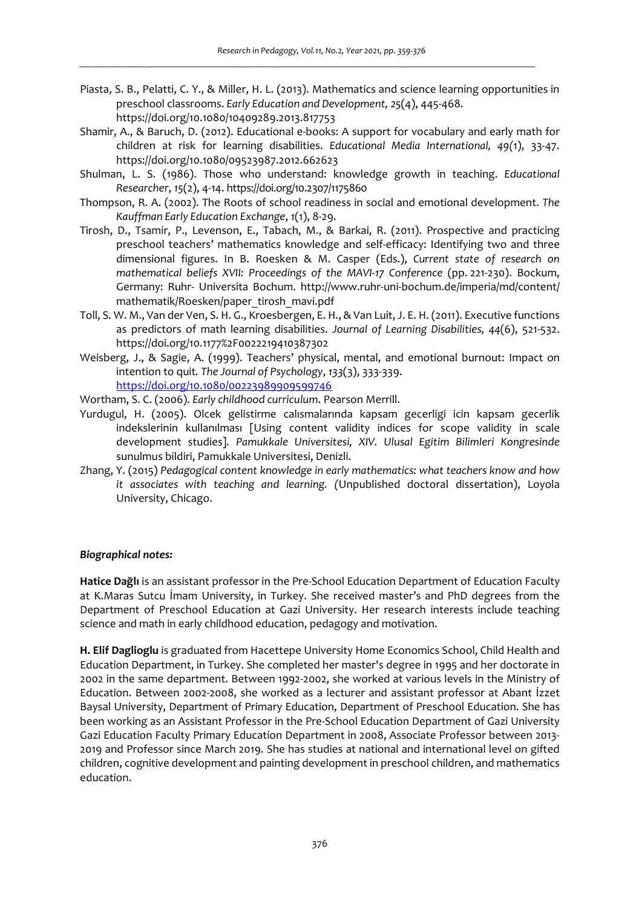Piasta, S. B., Pelatti, C. Y., & Miller, H. L. (2013). Mathematics and science learning opportunities in preschool classrooms. *Early Education and Development, 25*(4), 445-468. https://doi.org/10.1080/10409289.2013.817753

Shamir, A., & Baruch, D. (2012). Educational e-books: A support for vocabulary and early math for children at risk for learning disabilities. *Educational Media International, 49*(1), 33-47. https://doi.org/10.1080/09523987.2012.662623

Shulman, L. S. (1986). Those who understand: knowledge growth in teaching. *Educational Researcher*, *15*(2), 4-14. https://doi.org/10.2307/1175860

Thompson, R. A. (2002). The Roots of school readiness in social and emotional development. *The Kauffman Early Education Exchange*, *1*(1), 8-29.

Tirosh, D., Tsamir, P., Levenson, E., Tabach, M., & Barkai, R. (2011). Prospective and practicing preschool teachers' mathematics knowledge and self-efficacy: Identifying two and three dimensional figures. In B. Roesken & M. Casper (Eds.), *Current state of research on mathematical beliefs XVII: Proceedings of the MAVI-17 Conference* (pp. 221-230). Bockum, Germany: Ruhr- Universita Bochum. http://www.ruhr-uni-bochum.de/imperia/md/content/mathematik/Roesken/paper_tirosh_mavi.pdf

Toll, S. W. M., Van der Ven, S. H. G., Kroesbergen, E. H., & Van Luit, J. E. H. (2011). Executive functions as predictors of math learning disabilities. *Journal of Learning Disabilities, 44*(6), 521-532. https://doi.org/10.1177%2F0022219410387302

Weisberg, J., & Sagie, A. (1999). Teachers' physical, mental, and emotional burnout: Impact on intention to quit. *The Journal of Psychology*, *133*(3), 333-339. https://doi.org/10.1080/00223989909599746

Wortham, S. C. (2006). *Early childhood curriculum*. Pearson Merrill.

Yurdugul, H. (2005). Olcek gelistirme calısmalarında kapsam gecerligi icin kapsam gecerlik indekslerinin kullanılması [Using content validity indices for scope validity in scale development studies]. *Pamukkale Universitesi, XIV. Ulusal Egitim Bilimleri Kongresinde* sunulmus bildiri, Pamukkale Universitesi, Denizli.

Zhang, Y. (2015) *Pedagogical content knowledge in early mathematics: what teachers know and how it associates with teaching and learning.* (Unpublished doctoral dissertation), Loyola University, Chicago.

***Biographical notes:***

**Hatice Dağlı** is an assistant professor in the Pre-School Education Department of Education Faculty at K.Maras Sutcu İmam University, in Turkey. She received master's and PhD degrees from the Department of Preschool Education at Gazi University. Her research interests include teaching science and math in early childhood education, pedagogy and motivation.

**H. Elif Daglioglu** is graduated from Hacettepe University Home Economics School, Child Health and Education Department, in Turkey. She completed her master's degree in 1995 and her doctorate in 2002 in the same department. Between 1992-2002, she worked at various levels in the Ministry of Education. Between 2002-2008, she worked as a lecturer and assistant professor at Abant İzzet Baysal University, Department of Primary Education, Department of Preschool Education. She has been working as an Assistant Professor in the Pre-School Education Department of Gazi University Gazi Education Faculty Primary Education Department in 2008, Associate Professor between 2013-2019 and Professor since March 2019. She has studies at national and international level on gifted children, cognitive development and painting development in preschool children, and mathematics education.